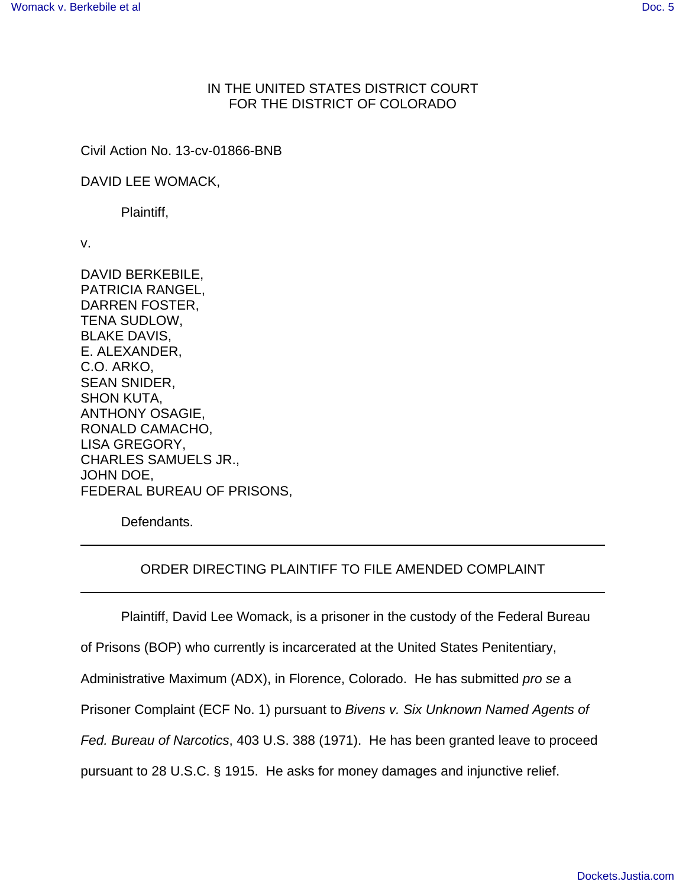IN THE UNITED STATES DISTRICT COURT
FOR THE DISTRICT OF COLORADO

Civil Action No. 13-cv-01866-BNB

DAVID LEE WOMACK,

Plaintiff,

v.

DAVID BERKEBILE,
PATRICIA RANGEL,
DARREN FOSTER,
TENA SUDLOW,
BLAKE DAVIS,
E. ALEXANDER,
C.O. ARKO,
SEAN SNIDER,
SHON KUTA,
ANTHONY OSAGIE,
RONALD CAMACHO,
LISA GREGORY,
CHARLES SAMUELS JR.,
JOHN DOE,
FEDERAL BUREAU OF PRISONS,

Defendants.

---

## ORDER DIRECTING PLAINTIFF TO FILE AMENDED COMPLAINT

---

Plaintiff, David Lee Womack, is a prisoner in the custody of the Federal Bureau of Prisons (BOP) who currently is incarcerated at the United States Penitentiary, Administrative Maximum (ADX), in Florence, Colorado. He has submitted *pro se* a Prisoner Complaint (ECF No. 1) pursuant to *Bivens v. Six Unknown Named Agents of Fed. Bureau of Narcotics*, 403 U.S. 388 (1971). He has been granted leave to proceed pursuant to 28 U.S.C. § 1915. He asks for money damages and injunctive relief.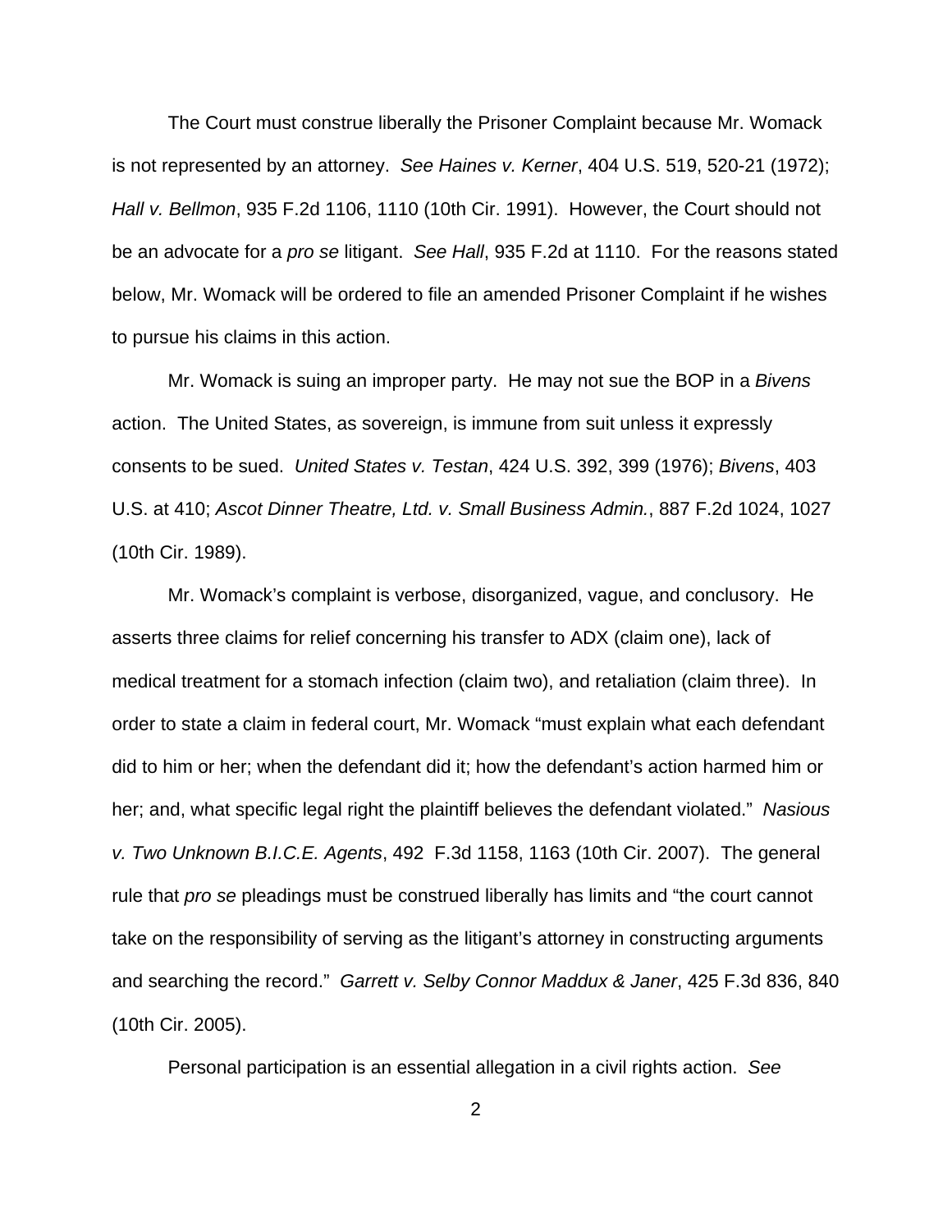The Court must construe liberally the Prisoner Complaint because Mr. Womack is not represented by an attorney. *See Haines v. Kerner*, 404 U.S. 519, 520-21 (1972); *Hall v. Bellmon*, 935 F.2d 1106, 1110 (10th Cir. 1991). However, the Court should not be an advocate for a *pro se* litigant. *See Hall*, 935 F.2d at 1110. For the reasons stated below, Mr. Womack will be ordered to file an amended Prisoner Complaint if he wishes to pursue his claims in this action.

Mr. Womack is suing an improper party. He may not sue the BOP in a *Bivens* action. The United States, as sovereign, is immune from suit unless it expressly consents to be sued. *United States v. Testan*, 424 U.S. 392, 399 (1976); *Bivens*, 403 U.S. at 410; *Ascot Dinner Theatre, Ltd. v. Small Business Admin.*, 887 F.2d 1024, 1027 (10th Cir. 1989).

Mr. Womack's complaint is verbose, disorganized, vague, and conclusory. He asserts three claims for relief concerning his transfer to ADX (claim one), lack of medical treatment for a stomach infection (claim two), and retaliation (claim three). In order to state a claim in federal court, Mr. Womack "must explain what each defendant did to him or her; when the defendant did it; how the defendant's action harmed him or her; and, what specific legal right the plaintiff believes the defendant violated." *Nasious v. Two Unknown B.I.C.E. Agents*, 492 F.3d 1158, 1163 (10th Cir. 2007). The general rule that *pro se* pleadings must be construed liberally has limits and "the court cannot take on the responsibility of serving as the litigant's attorney in constructing arguments and searching the record." *Garrett v. Selby Connor Maddux & Janer*, 425 F.3d 836, 840 (10th Cir. 2005).

Personal participation is an essential allegation in a civil rights action. *See*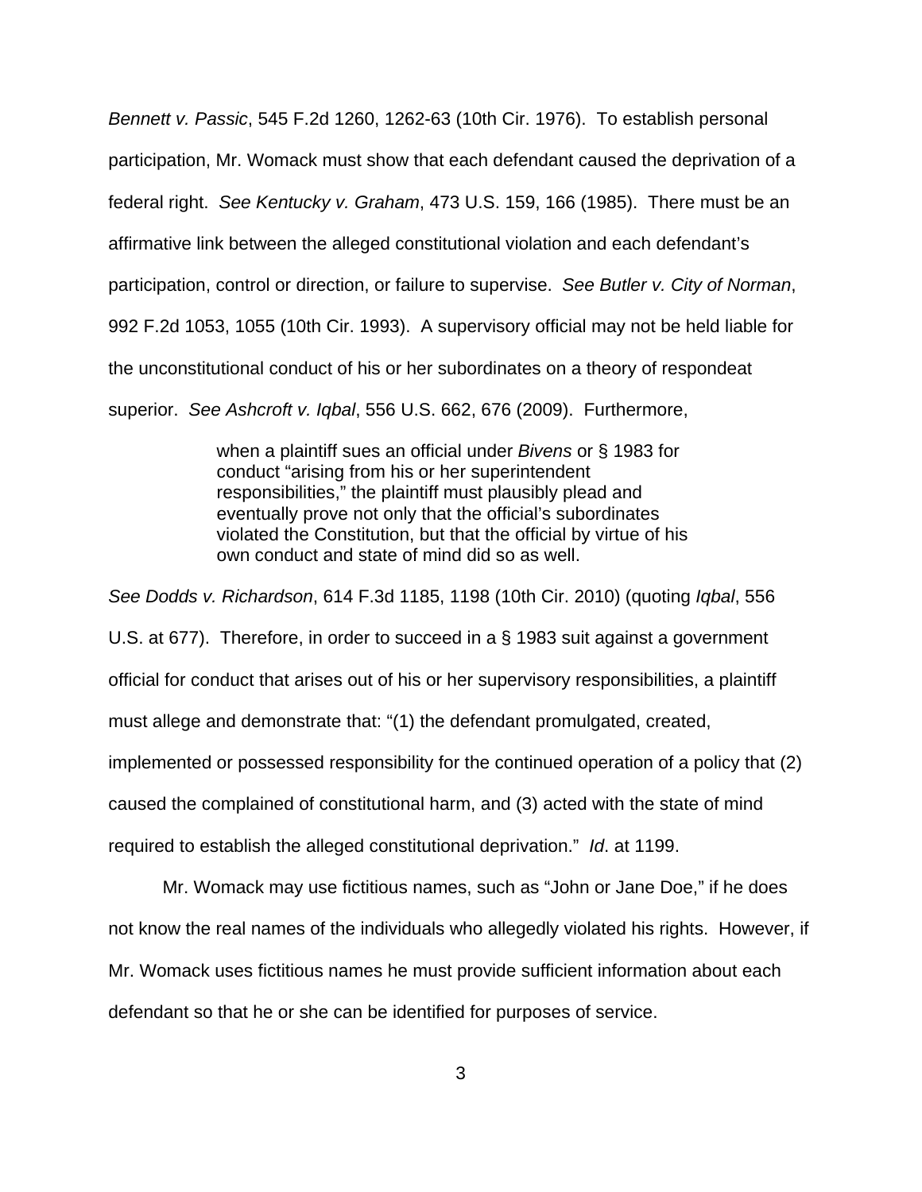*Bennett v. Passic*, 545 F.2d 1260, 1262-63 (10th Cir. 1976). To establish personal participation, Mr. Womack must show that each defendant caused the deprivation of a federal right. *See Kentucky v. Graham*, 473 U.S. 159, 166 (1985). There must be an affirmative link between the alleged constitutional violation and each defendant's participation, control or direction, or failure to supervise. *See Butler v. City of Norman*, 992 F.2d 1053, 1055 (10th Cir. 1993). A supervisory official may not be held liable for the unconstitutional conduct of his or her subordinates on a theory of respondeat superior. *See Ashcroft v. Iqbal*, 556 U.S. 662, 676 (2009). Furthermore,

> when a plaintiff sues an official under *Bivens* or § 1983 for conduct "arising from his or her superintendent responsibilities," the plaintiff must plausibly plead and eventually prove not only that the official's subordinates violated the Constitution, but that the official by virtue of his own conduct and state of mind did so as well.

*See Dodds v. Richardson*, 614 F.3d 1185, 1198 (10th Cir. 2010) (quoting *Iqbal*, 556 U.S. at 677). Therefore, in order to succeed in a § 1983 suit against a government official for conduct that arises out of his or her supervisory responsibilities, a plaintiff must allege and demonstrate that: "(1) the defendant promulgated, created, implemented or possessed responsibility for the continued operation of a policy that (2) caused the complained of constitutional harm, and (3) acted with the state of mind required to establish the alleged constitutional deprivation." *Id*. at 1199.

Mr. Womack may use fictitious names, such as "John or Jane Doe," if he does not know the real names of the individuals who allegedly violated his rights. However, if Mr. Womack uses fictitious names he must provide sufficient information about each defendant so that he or she can be identified for purposes of service.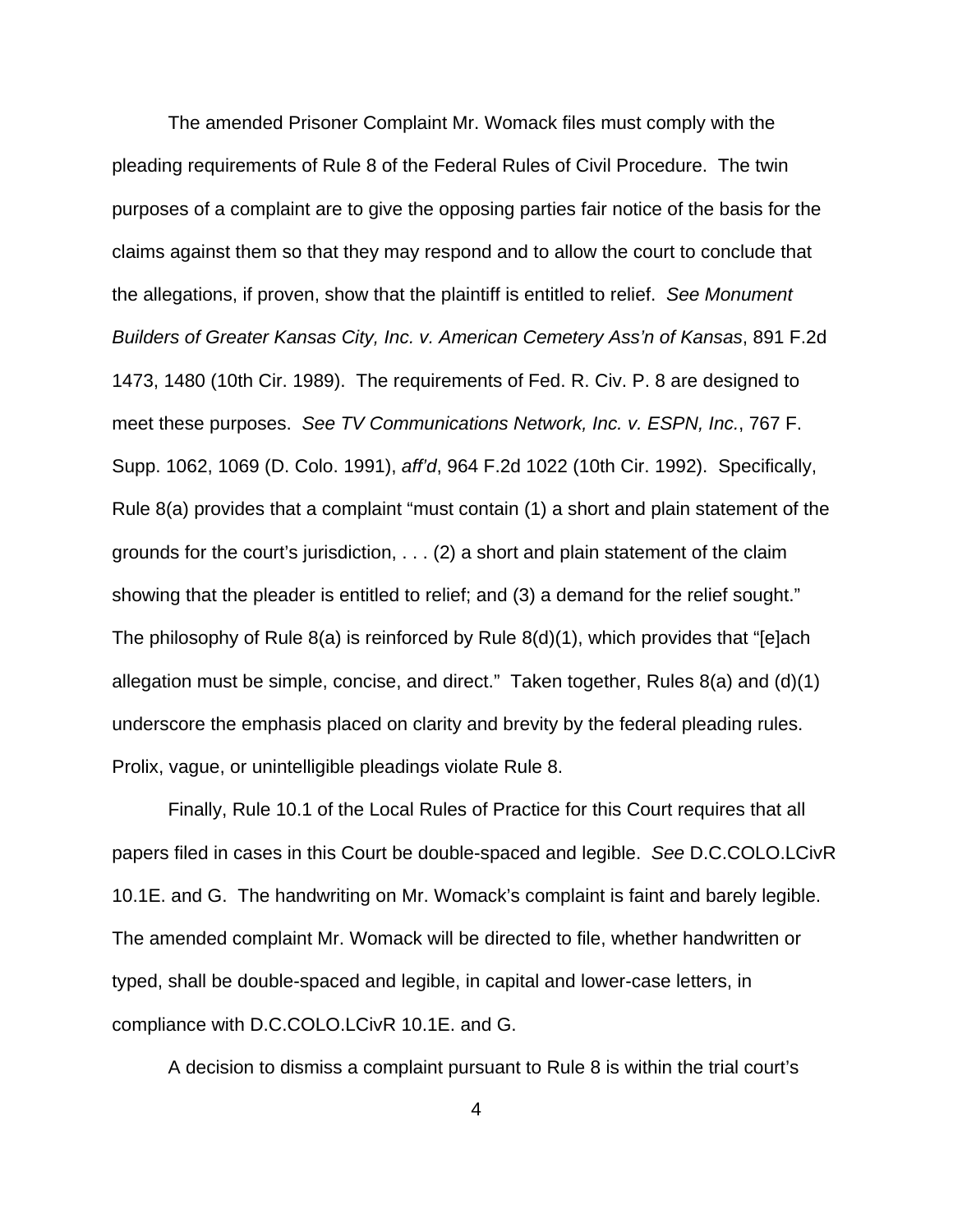The amended Prisoner Complaint Mr. Womack files must comply with the pleading requirements of Rule 8 of the Federal Rules of Civil Procedure. The twin purposes of a complaint are to give the opposing parties fair notice of the basis for the claims against them so that they may respond and to allow the court to conclude that the allegations, if proven, show that the plaintiff is entitled to relief. *See Monument Builders of Greater Kansas City, Inc. v. American Cemetery Ass'n of Kansas*, 891 F.2d 1473, 1480 (10th Cir. 1989). The requirements of Fed. R. Civ. P. 8 are designed to meet these purposes. *See TV Communications Network, Inc. v. ESPN, Inc.*, 767 F. Supp. 1062, 1069 (D. Colo. 1991), *aff'd*, 964 F.2d 1022 (10th Cir. 1992). Specifically, Rule 8(a) provides that a complaint "must contain (1) a short and plain statement of the grounds for the court's jurisdiction, . . . (2) a short and plain statement of the claim showing that the pleader is entitled to relief; and (3) a demand for the relief sought." The philosophy of Rule 8(a) is reinforced by Rule 8(d)(1), which provides that "[e]ach allegation must be simple, concise, and direct." Taken together, Rules 8(a) and (d)(1) underscore the emphasis placed on clarity and brevity by the federal pleading rules. Prolix, vague, or unintelligible pleadings violate Rule 8.

Finally, Rule 10.1 of the Local Rules of Practice for this Court requires that all papers filed in cases in this Court be double-spaced and legible. *See* D.C.COLO.LCivR 10.1E. and G. The handwriting on Mr. Womack's complaint is faint and barely legible. The amended complaint Mr. Womack will be directed to file, whether handwritten or typed, shall be double-spaced and legible, in capital and lower-case letters, in compliance with D.C.COLO.LCivR 10.1E. and G.

A decision to dismiss a complaint pursuant to Rule 8 is within the trial court's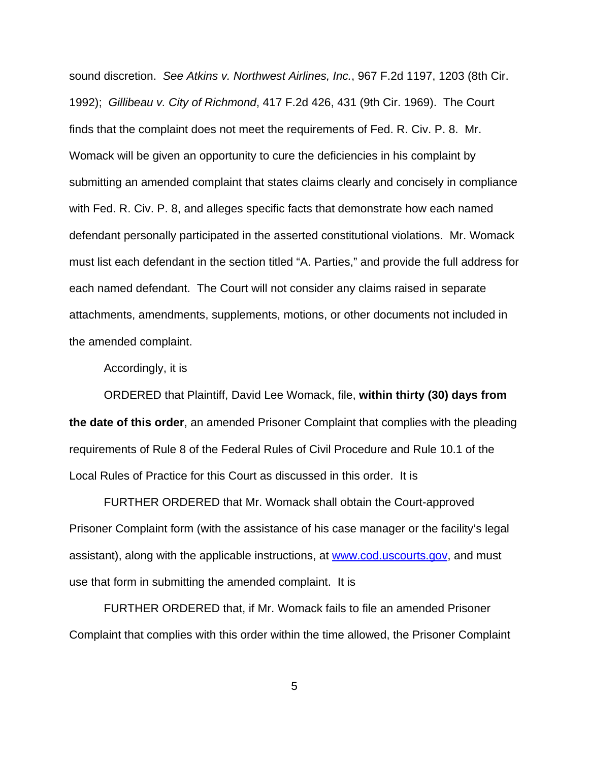sound discretion. *See Atkins v. Northwest Airlines, Inc.*, 967 F.2d 1197, 1203 (8th Cir. 1992); *Gillibeau v. City of Richmond*, 417 F.2d 426, 431 (9th Cir. 1969). The Court finds that the complaint does not meet the requirements of Fed. R. Civ. P. 8. Mr. Womack will be given an opportunity to cure the deficiencies in his complaint by submitting an amended complaint that states claims clearly and concisely in compliance with Fed. R. Civ. P. 8, and alleges specific facts that demonstrate how each named defendant personally participated in the asserted constitutional violations. Mr. Womack must list each defendant in the section titled "A. Parties," and provide the full address for each named defendant. The Court will not consider any claims raised in separate attachments, amendments, supplements, motions, or other documents not included in the amended complaint.

Accordingly, it is

ORDERED that Plaintiff, David Lee Womack, file, **within thirty (30) days from the date of this order**, an amended Prisoner Complaint that complies with the pleading requirements of Rule 8 of the Federal Rules of Civil Procedure and Rule 10.1 of the Local Rules of Practice for this Court as discussed in this order. It is

FURTHER ORDERED that Mr. Womack shall obtain the Court-approved Prisoner Complaint form (with the assistance of his case manager or the facility's legal assistant), along with the applicable instructions, at www.cod.uscourts.gov, and must use that form in submitting the amended complaint. It is

FURTHER ORDERED that, if Mr. Womack fails to file an amended Prisoner Complaint that complies with this order within the time allowed, the Prisoner Complaint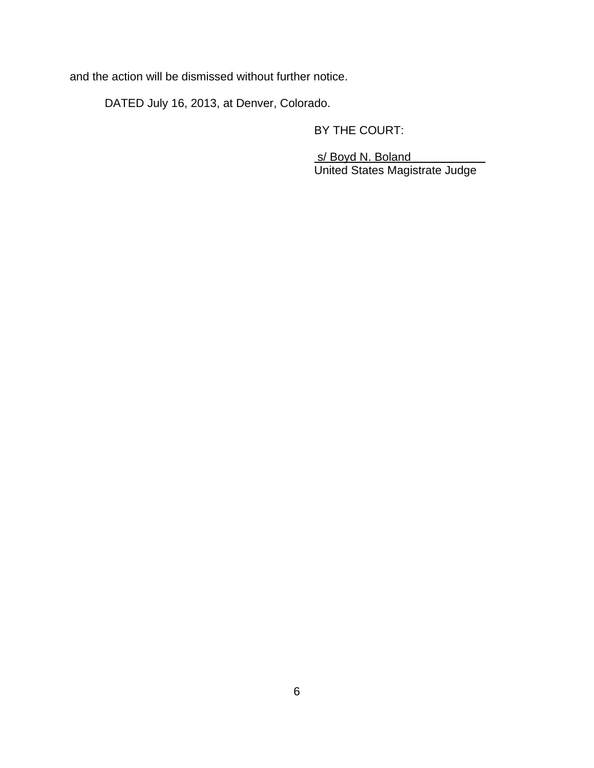and the action will be dismissed without further notice.

DATED July 16, 2013, at Denver, Colorado.

BY THE COURT:

s/ Boyd N. Boland
United States Magistrate Judge